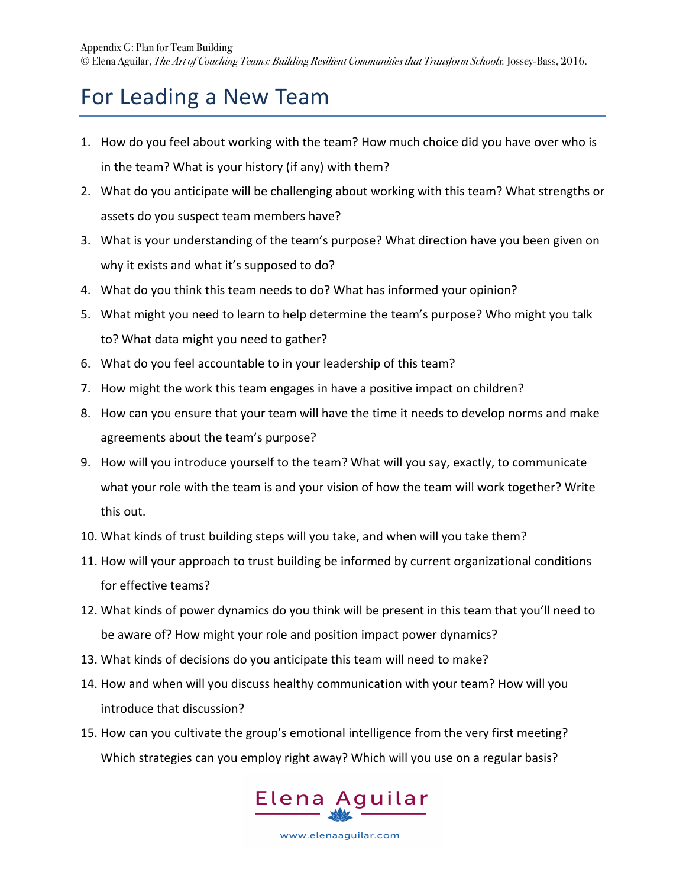Appendix G: Plan for Team Building
© Elena Aguilar, *The Art of Coaching Teams: Building Resilient Communities that Transform Schools.* Jossey-Bass, 2016.

# For Leading a New Team

1. How do you feel about working with the team? How much choice did you have over who is in the team? What is your history (if any) with them?
2. What do you anticipate will be challenging about working with this team? What strengths or assets do you suspect team members have?
3. What is your understanding of the team's purpose? What direction have you been given on why it exists and what it's supposed to do?
4. What do you think this team needs to do? What has informed your opinion?
5. What might you need to learn to help determine the team's purpose? Who might you talk to? What data might you need to gather?
6. What do you feel accountable to in your leadership of this team?
7. How might the work this team engages in have a positive impact on children?
8. How can you ensure that your team will have the time it needs to develop norms and make agreements about the team's purpose?
9. How will you introduce yourself to the team? What will you say, exactly, to communicate what your role with the team is and your vision of how the team will work together? Write this out.
10. What kinds of trust building steps will you take, and when will you take them?
11. How will your approach to trust building be informed by current organizational conditions for effective teams?
12. What kinds of power dynamics do you think will be present in this team that you'll need to be aware of? How might your role and position impact power dynamics?
13. What kinds of decisions do you anticipate this team will need to make?
14. How and when will you discuss healthy communication with your team? How will you introduce that discussion?
15. How can you cultivate the group's emotional intelligence from the very first meeting? Which strategies can you employ right away? Which will you use on a regular basis?

Elena Aguilar

www.elenaaguilar.com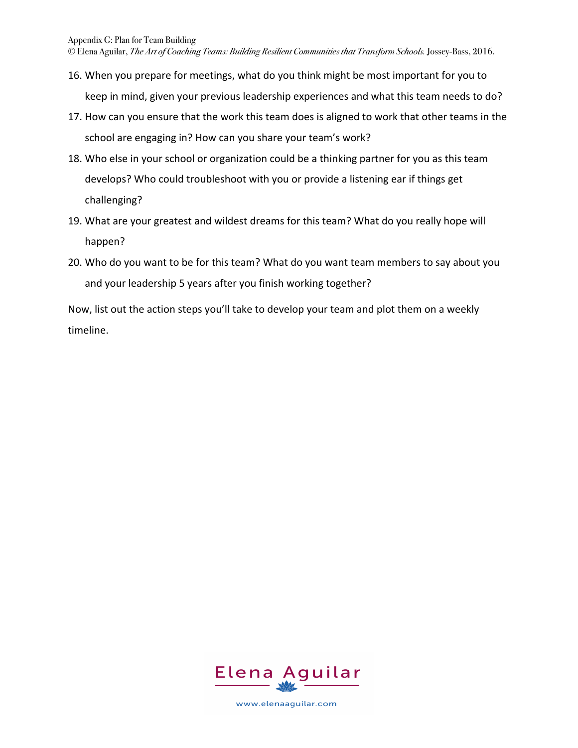16. When you prepare for meetings, what do you think might be most important for you to keep in mind, given your previous leadership experiences and what this team needs to do?
17. How can you ensure that the work this team does is aligned to work that other teams in the school are engaging in? How can you share your team's work?
18. Who else in your school or organization could be a thinking partner for you as this team develops? Who could troubleshoot with you or provide a listening ear if things get challenging?
19. What are your greatest and wildest dreams for this team? What do you really hope will happen?
20. Who do you want to be for this team? What do you want team members to say about you and your leadership 5 years after you finish working together?

Now, list out the action steps you'll take to develop your team and plot them on a weekly timeline.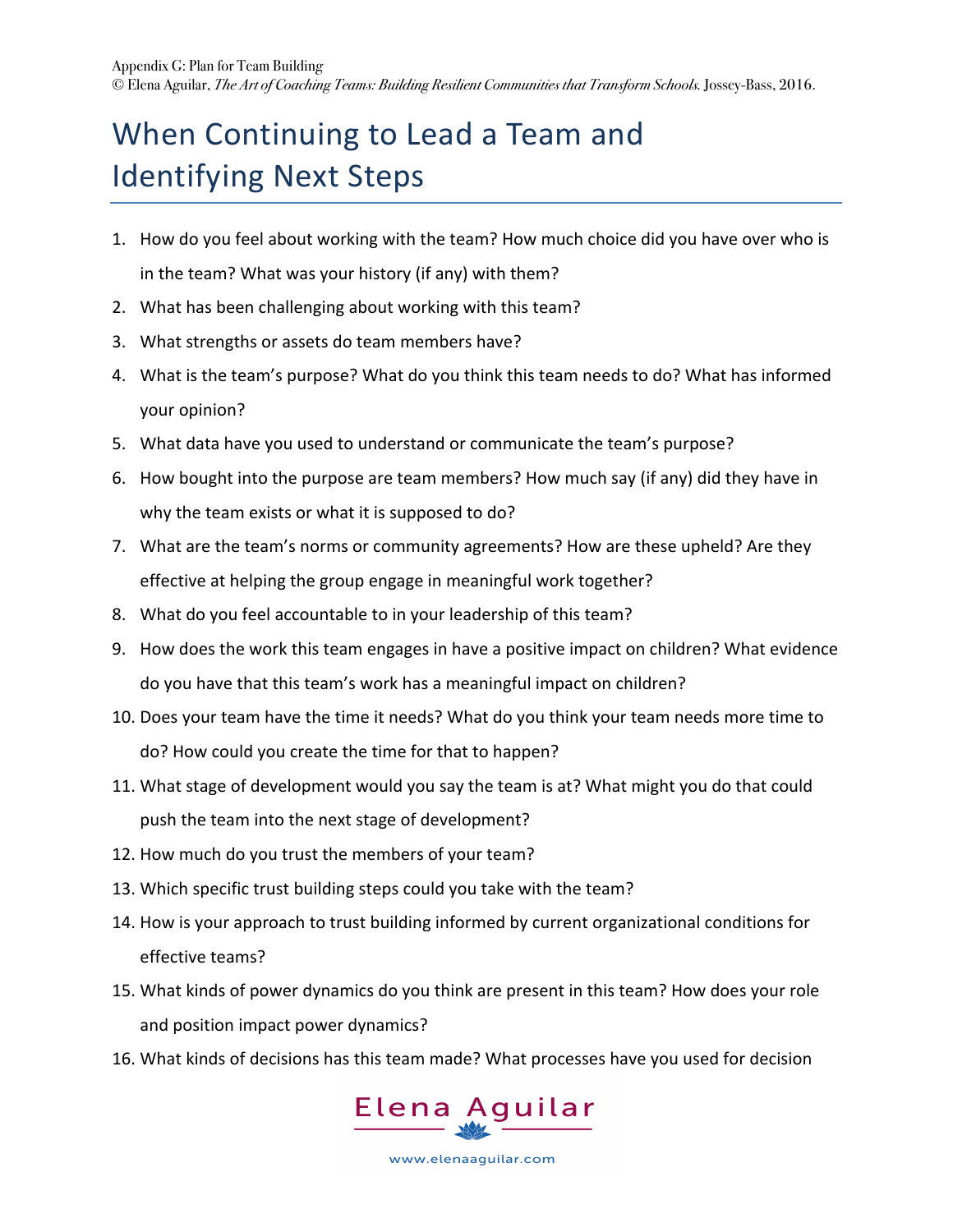# When Continuing to Lead a Team and Identifying Next Steps

1. How do you feel about working with the team? How much choice did you have over who is in the team? What was your history (if any) with them?
2. What has been challenging about working with this team?
3. What strengths or assets do team members have?
4. What is the team's purpose? What do you think this team needs to do? What has informed your opinion?
5. What data have you used to understand or communicate the team's purpose?
6. How bought into the purpose are team members? How much say (if any) did they have in why the team exists or what it is supposed to do?
7. What are the team's norms or community agreements? How are these upheld? Are they effective at helping the group engage in meaningful work together?
8. What do you feel accountable to in your leadership of this team?
9. How does the work this team engages in have a positive impact on children? What evidence do you have that this team's work has a meaningful impact on children?
10. Does your team have the time it needs? What do you think your team needs more time to do? How could you create the time for that to happen?
11. What stage of development would you say the team is at? What might you do that could push the team into the next stage of development?
12. How much do you trust the members of your team?
13. Which specific trust building steps could you take with the team?
14. How is your approach to trust building informed by current organizational conditions for effective teams?
15. What kinds of power dynamics do you think are present in this team? How does your role and position impact power dynamics?
16. What kinds of decisions has this team made? What processes have you used for decision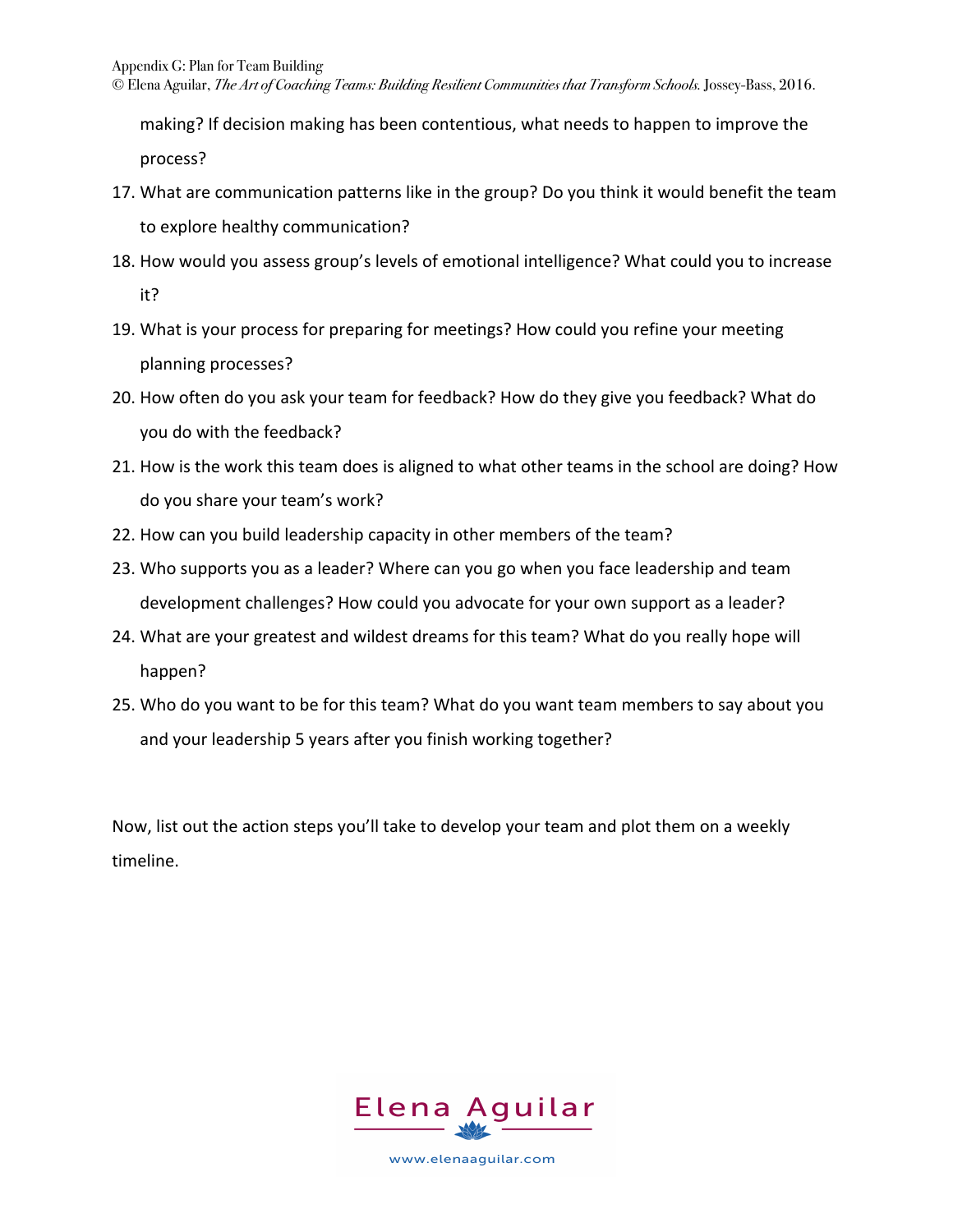making? If decision making has been contentious, what needs to happen to improve the process?

17. What are communication patterns like in the group? Do you think it would benefit the team to explore healthy communication?
18. How would you assess group's levels of emotional intelligence? What could you to increase it?
19. What is your process for preparing for meetings? How could you refine your meeting planning processes?
20. How often do you ask your team for feedback? How do they give you feedback? What do you do with the feedback?
21. How is the work this team does is aligned to what other teams in the school are doing? How do you share your team's work?
22. How can you build leadership capacity in other members of the team?
23. Who supports you as a leader? Where can you go when you face leadership and team development challenges? How could you advocate for your own support as a leader?
24. What are your greatest and wildest dreams for this team? What do you really hope will happen?
25. Who do you want to be for this team? What do you want team members to say about you and your leadership 5 years after you finish working together?

Now, list out the action steps you'll take to develop your team and plot them on a weekly timeline.

Elena Aguilar

www.elenaaguilar.com